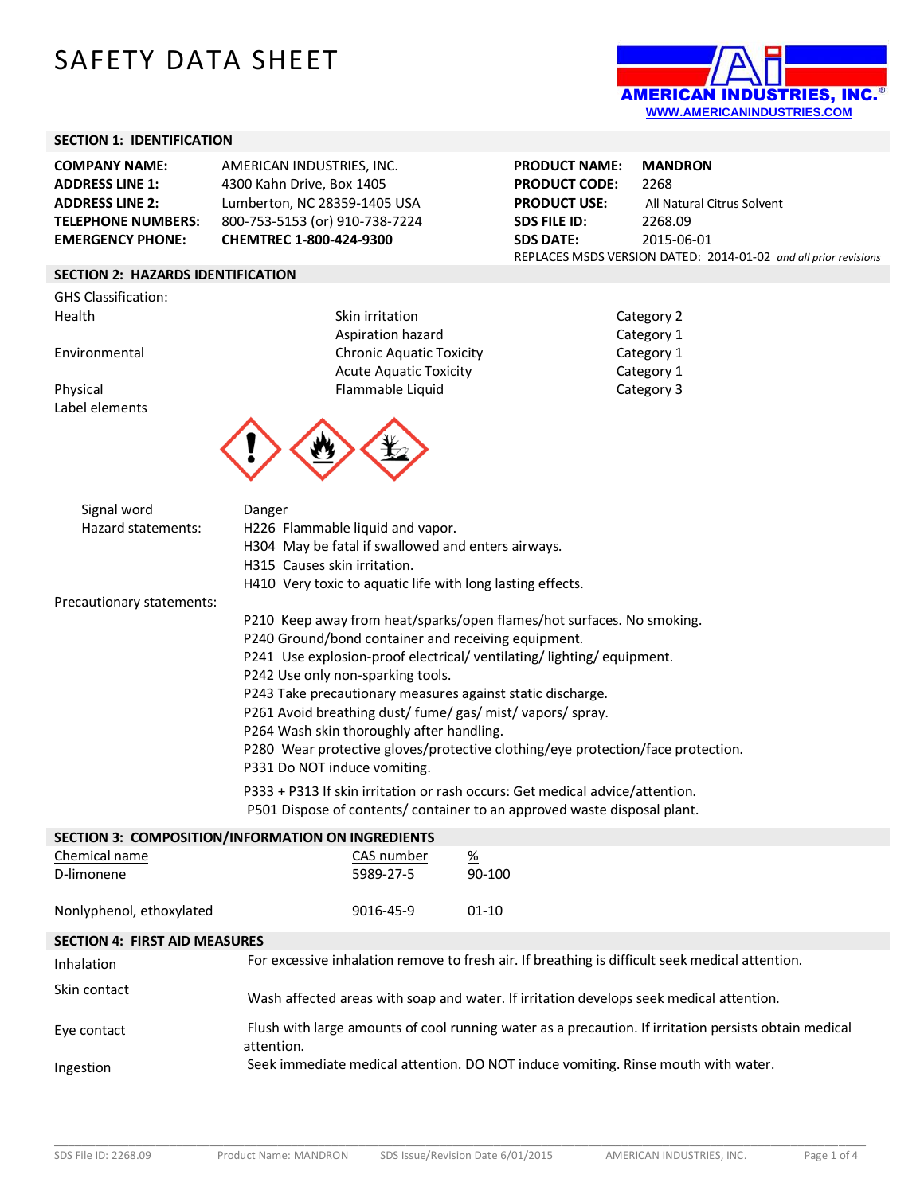# SAFETY DATA SHEET

AMERICAN INDUSTRIES, INC.®
WWW.AMERICANINDUSTRIES.COM

## SECTION 1: IDENTIFICATION

| | | | |
|---|---|---|---|
| **COMPANY NAME:** | AMERICAN INDUSTRIES, INC. | **PRODUCT NAME:** | **MANDRON** |
| **ADDRESS LINE 1:** | 4300 Kahn Drive, Box 1405 | **PRODUCT CODE:** | 2268 |
| **ADDRESS LINE 2:** | Lumberton, NC 28359-1405 USA | **PRODUCT USE:** | All Natural Citrus Solvent |
| **TELEPHONE NUMBERS:** | 800-753-5153 (or) 910-738-7224 | **SDS FILE ID:** | 2268.09 |
| **EMERGENCY PHONE:** | **CHEMTREC 1-800-424-9300** | **SDS DATE:** | 2015-06-01 |

REPLACES MSDS VERSION DATED: 2014-01-02 *and all prior revisions*

## SECTION 2: HAZARDS IDENTIFICATION

GHS Classification:

| | | |
|---|---|---|
| Health | Skin irritation | Category 2 |
| | Aspiration hazard | Category 1 |
| Environmental | Chronic Aquatic Toxicity | Category 1 |
| | Acute Aquatic Toxicity | Category 1 |
| Physical | Flammable Liquid | Category 3 |

Label elements

Signal word: Danger

Hazard statements:

- H226 Flammable liquid and vapor.
- H304 May be fatal if swallowed and enters airways.
- H315 Causes skin irritation.
- H410 Very toxic to aquatic life with long lasting effects.

Precautionary statements:

- P210 Keep away from heat/sparks/open flames/hot surfaces. No smoking.
- P240 Ground/bond container and receiving equipment.
- P241 Use explosion-proof electrical/ ventilating/ lighting/ equipment.
- P242 Use only non-sparking tools.
- P243 Take precautionary measures against static discharge.
- P261 Avoid breathing dust/ fume/ gas/ mist/ vapors/ spray.
- P264 Wash skin thoroughly after handling.
- P280 Wear protective gloves/protective clothing/eye protection/face protection.
- P331 Do NOT induce vomiting.
- P333 + P313 If skin irritation or rash occurs: Get medical advice/attention.
- P501 Dispose of contents/ container to an approved waste disposal plant.

## SECTION 3: COMPOSITION/INFORMATION ON INGREDIENTS

| Chemical name | CAS number | % |
|---|---|---|
| D-limonene | 5989-27-5 | 90-100 |
| Nonlyphenol, ethoxylated | 9016-45-9 | 01-10 |

## SECTION 4: FIRST AID MEASURES

| | |
|---|---|
| Inhalation | For excessive inhalation remove to fresh air. If breathing is difficult seek medical attention. |
| Skin contact | Wash affected areas with soap and water. If irritation develops seek medical attention. |
| Eye contact | Flush with large amounts of cool running water as a precaution. If irritation persists obtain medical attention. |
| Ingestion | Seek immediate medical attention. DO NOT induce vomiting. Rinse mouth with water. |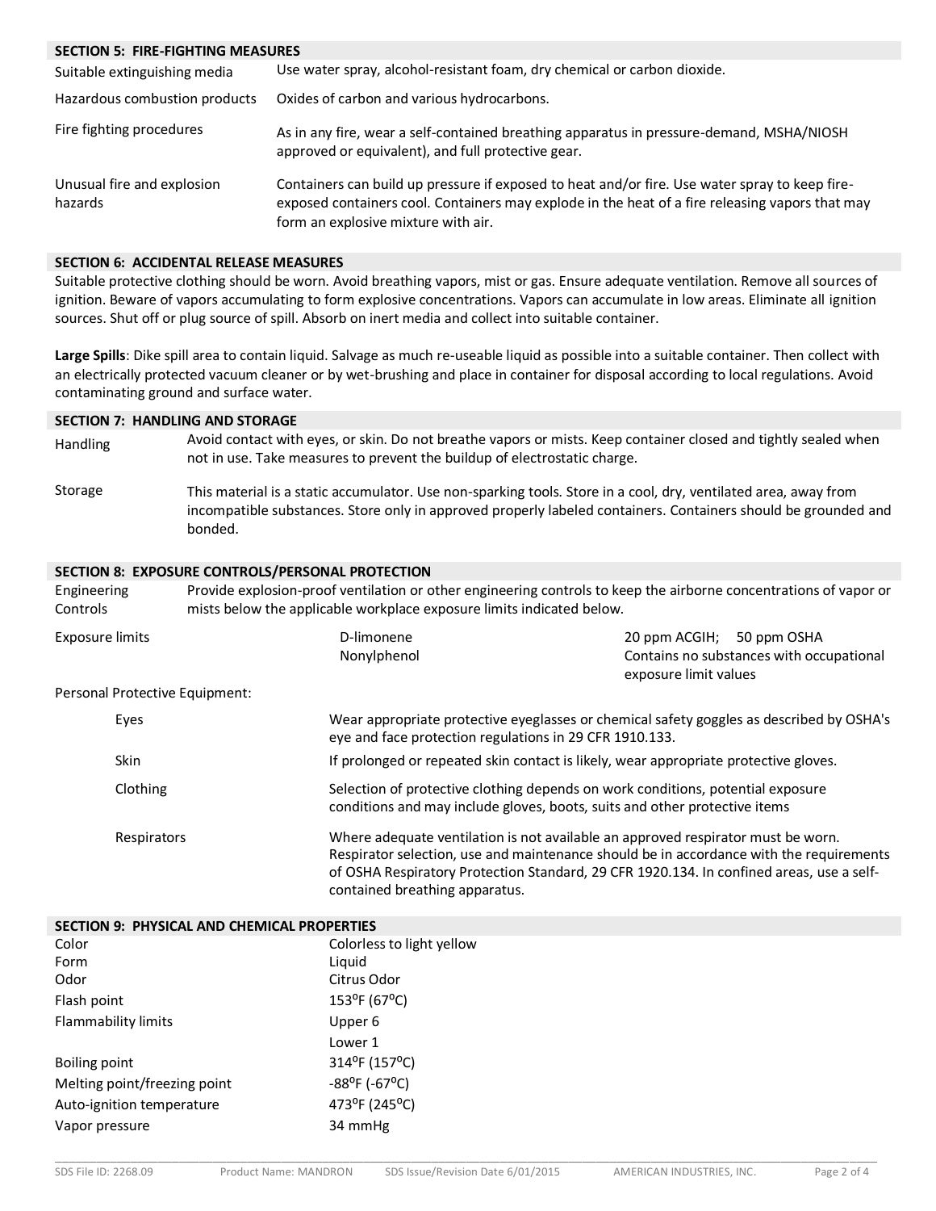## SECTION 5: FIRE-FIGHTING MEASURES

| | |
|---|---|
| Suitable extinguishing media | Use water spray, alcohol-resistant foam, dry chemical or carbon dioxide. |
| Hazardous combustion products | Oxides of carbon and various hydrocarbons. |
| Fire fighting procedures | As in any fire, wear a self-contained breathing apparatus in pressure-demand, MSHA/NIOSH approved or equivalent), and full protective gear. |
| Unusual fire and explosion hazards | Containers can build up pressure if exposed to heat and/or fire. Use water spray to keep fire-exposed containers cool. Containers may explode in the heat of a fire releasing vapors that may form an explosive mixture with air. |

## SECTION 6: ACCIDENTAL RELEASE MEASURES

Suitable protective clothing should be worn. Avoid breathing vapors, mist or gas. Ensure adequate ventilation. Remove all sources of ignition. Beware of vapors accumulating to form explosive concentrations. Vapors can accumulate in low areas. Eliminate all ignition sources. Shut off or plug source of spill. Absorb on inert media and collect into suitable container.

**Large Spills**: Dike spill area to contain liquid. Salvage as much re-useable liquid as possible into a suitable container. Then collect with an electrically protected vacuum cleaner or by wet-brushing and place in container for disposal according to local regulations. Avoid contaminating ground and surface water.

## SECTION 7: HANDLING AND STORAGE

| | |
|---|---|
| Handling | Avoid contact with eyes, or skin. Do not breathe vapors or mists. Keep container closed and tightly sealed when not in use. Take measures to prevent the buildup of electrostatic charge. |
| Storage | This material is a static accumulator. Use non-sparking tools. Store in a cool, dry, ventilated area, away from incompatible substances. Store only in approved properly labeled containers. Containers should be grounded and bonded. |

## SECTION 8: EXPOSURE CONTROLS/PERSONAL PROTECTION

Engineering Controls: Provide explosion-proof ventilation or other engineering controls to keep the airborne concentrations of vapor or mists below the applicable workplace exposure limits indicated below.

| Exposure limits | | |
|---|---|---|
| | D-limonene | 20 ppm ACGIH; 50 ppm OSHA |
| | Nonylphenol | Contains no substances with occupational exposure limit values |

Personal Protective Equipment:

| | |
|---|---|
| Eyes | Wear appropriate protective eyeglasses or chemical safety goggles as described by OSHA's eye and face protection regulations in 29 CFR 1910.133. |
| Skin | If prolonged or repeated skin contact is likely, wear appropriate protective gloves. |
| Clothing | Selection of protective clothing depends on work conditions, potential exposure conditions and may include gloves, boots, suits and other protective items |
| Respirators | Where adequate ventilation is not available an approved respirator must be worn. Respirator selection, use and maintenance should be in accordance with the requirements of OSHA Respiratory Protection Standard, 29 CFR 1920.134. In confined areas, use a self-contained breathing apparatus. |

## SECTION 9: PHYSICAL AND CHEMICAL PROPERTIES

| | |
|---|---|
| Color | Colorless to light yellow |
| Form | Liquid |
| Odor | Citrus Odor |
| Flash point | 153°F (67°C) |
| Flammability limits | Upper 6 |
| | Lower 1 |
| Boiling point | 314°F (157°C) |
| Melting point/freezing point | -88°F (-67°C) |
| Auto-ignition temperature | 473°F (245°C) |
| Vapor pressure | 34 mmHg |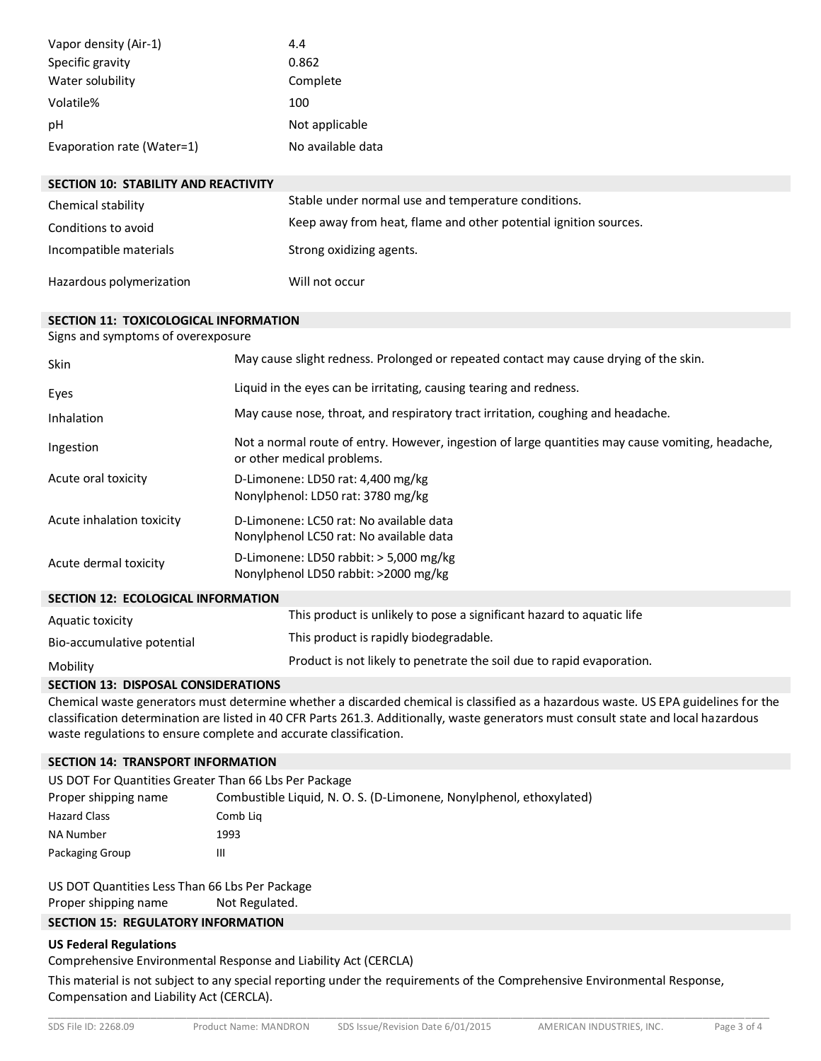| | |
|---|---|
| Vapor density (Air-1) | 4.4 |
| Specific gravity | 0.862 |
| Water solubility | Complete |
| Volatile% | 100 |
| pH | Not applicable |
| Evaporation rate (Water=1) | No available data |

## SECTION 10: STABILITY AND REACTIVITY

| | |
|---|---|
| Chemical stability | Stable under normal use and temperature conditions. |
| Conditions to avoid | Keep away from heat, flame and other potential ignition sources. |
| Incompatible materials | Strong oxidizing agents. |
| Hazardous polymerization | Will not occur |

## SECTION 11: TOXICOLOGICAL INFORMATION

Signs and symptoms of overexposure

| | |
|---|---|
| Skin | May cause slight redness. Prolonged or repeated contact may cause drying of the skin. |
| Eyes | Liquid in the eyes can be irritating, causing tearing and redness. |
| Inhalation | May cause nose, throat, and respiratory tract irritation, coughing and headache. |
| Ingestion | Not a normal route of entry. However, ingestion of large quantities may cause vomiting, headache, or other medical problems. |
| Acute oral toxicity | D-Limonene: LD50 rat: 4,400 mg/kg<br>Nonylphenol: LD50 rat: 3780 mg/kg |
| Acute inhalation toxicity | D-Limonene: LC50 rat: No available data<br>Nonylphenol LC50 rat: No available data |
| Acute dermal toxicity | D-Limonene: LD50 rabbit: > 5,000 mg/kg<br>Nonylphenol LD50 rabbit: >2000 mg/kg |

## SECTION 12: ECOLOGICAL INFORMATION

| | |
|---|---|
| Aquatic toxicity | This product is unlikely to pose a significant hazard to aquatic life |
| Bio-accumulative potential | This product is rapidly biodegradable. |
| Mobility | Product is not likely to penetrate the soil due to rapid evaporation. |

## SECTION 13: DISPOSAL CONSIDERATIONS

Chemical waste generators must determine whether a discarded chemical is classified as a hazardous waste. US EPA guidelines for the classification determination are listed in 40 CFR Parts 261.3. Additionally, waste generators must consult state and local hazardous waste regulations to ensure complete and accurate classification.

## SECTION 14: TRANSPORT INFORMATION

US DOT For Quantities Greater Than 66 Lbs Per Package

| | |
|---|---|
| Proper shipping name | Combustible Liquid, N. O. S. (D-Limonene, Nonylphenol, ethoxylated) |
| Hazard Class | Comb Liq |
| NA Number | 1993 |
| Packaging Group | III |

US DOT Quantities Less Than 66 Lbs Per Package

Proper shipping name Not Regulated.

## SECTION 15: REGULATORY INFORMATION

**US Federal Regulations**

Comprehensive Environmental Response and Liability Act (CERCLA)

This material is not subject to any special reporting under the requirements of the Comprehensive Environmental Response, Compensation and Liability Act (CERCLA).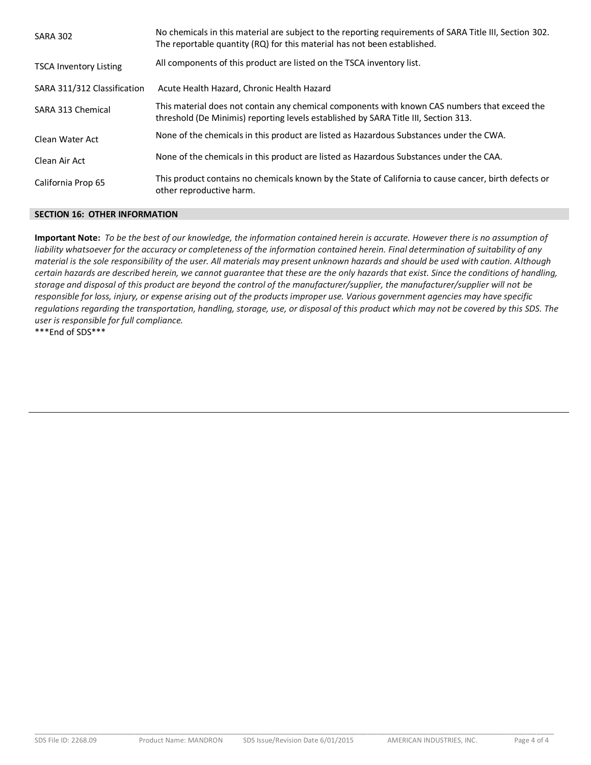| | |
|---|---|
| SARA 302 | No chemicals in this material are subject to the reporting requirements of SARA Title III, Section 302. The reportable quantity (RQ) for this material has not been established. |
| TSCA Inventory Listing | All components of this product are listed on the TSCA inventory list. |
| SARA 311/312 Classification | Acute Health Hazard, Chronic Health Hazard |
| SARA 313 Chemical | This material does not contain any chemical components with known CAS numbers that exceed the threshold (De Minimis) reporting levels established by SARA Title III, Section 313. |
| Clean Water Act | None of the chemicals in this product are listed as Hazardous Substances under the CWA. |
| Clean Air Act | None of the chemicals in this product are listed as Hazardous Substances under the CAA. |
| California Prop 65 | This product contains no chemicals known by the State of California to cause cancer, birth defects or other reproductive harm. |

## SECTION 16: OTHER INFORMATION

**Important Note:** *To be the best of our knowledge, the information contained herein is accurate. However there is no assumption of liability whatsoever for the accuracy or completeness of the information contained herein. Final determination of suitability of any material is the sole responsibility of the user. All materials may present unknown hazards and should be used with caution. Although certain hazards are described herein, we cannot guarantee that these are the only hazards that exist. Since the conditions of handling, storage and disposal of this product are beyond the control of the manufacturer/supplier, the manufacturer/supplier will not be responsible for loss, injury, or expense arising out of the products improper use. Various government agencies may have specific regulations regarding the transportation, handling, storage, use, or disposal of this product which may not be covered by this SDS. The user is responsible for full compliance.*

***End of SDS***